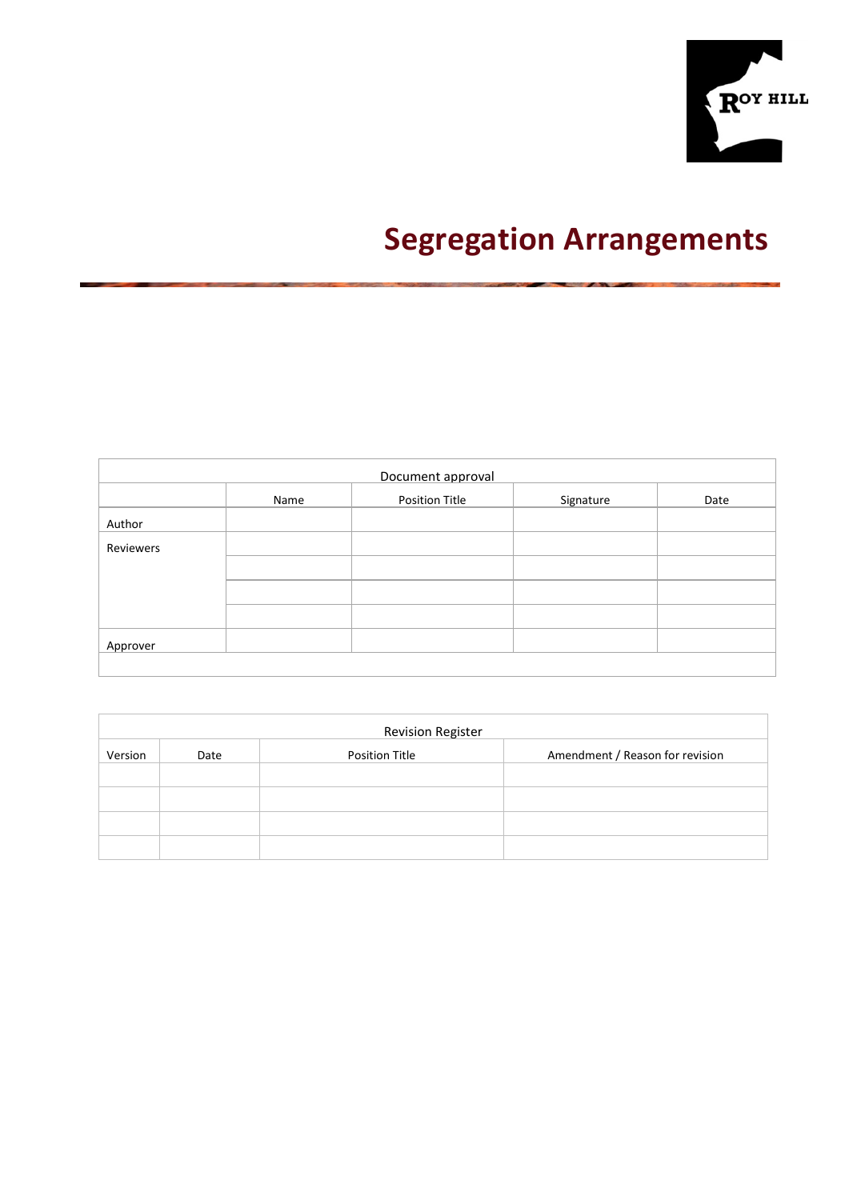ROY HILL

# Segregation Arrangements

| Document approval | | | | |
|---|---|---|---|---|
| | Name | Position Title | Signature | Date |
| Author | | | | |
| Reviewers | | | | |
| | | | | |
| | | | | |
| | | | | |
| Approver | | | | |
| | | | | |

| Revision Register | | | |
|---|---|---|---|
| Version | Date | Position Title | Amendment / Reason for revision |
| | | | |
| | | | |
| | | | |
| | | | |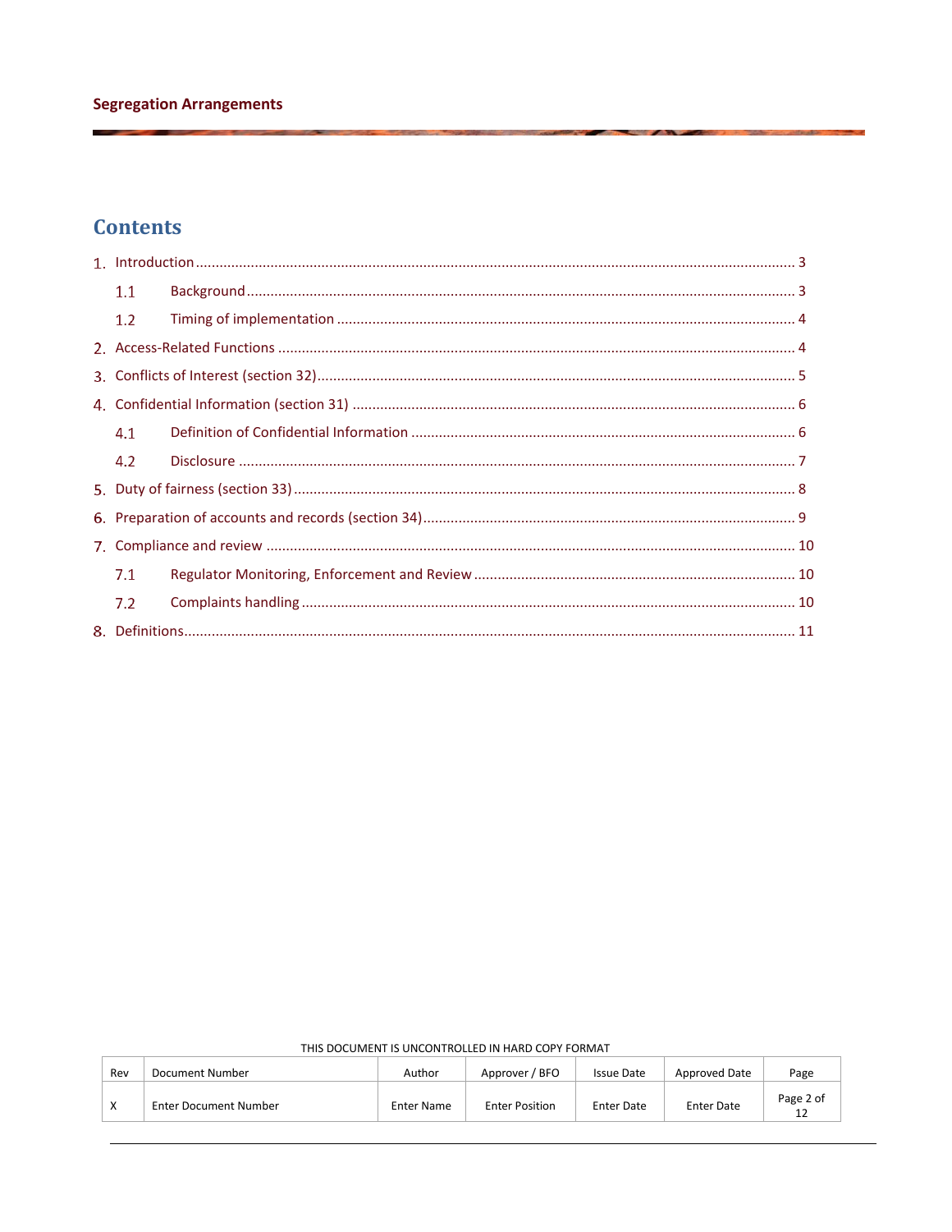# Contents

1. Introduction ........................................................................................................................................... 3
   - 1.1 Background ............................................................................................................................. 3
   - 1.2 Timing of implementation ...................................................................................................... 4
2. Access-Related Functions ...................................................................................................................... 4
3. Conflicts of Interest (section 32) ............................................................................................................ 5
4. Confidential Information (section 31) ................................................................................................... 6
   - 4.1 Definition of Confidential Information ................................................................................... 6
   - 4.2 Disclosure ............................................................................................................................... 7
5. Duty of fairness (section 33) .................................................................................................................. 8
6. Preparation of accounts and records (section 34) ................................................................................. 9
7. Compliance and review ........................................................................................................................ 10
   - 7.1 Regulator Monitoring, Enforcement and Review .................................................................. 10
   - 7.2 Complaints handling ............................................................................................................. 10
8. Definitions ............................................................................................................................................. 11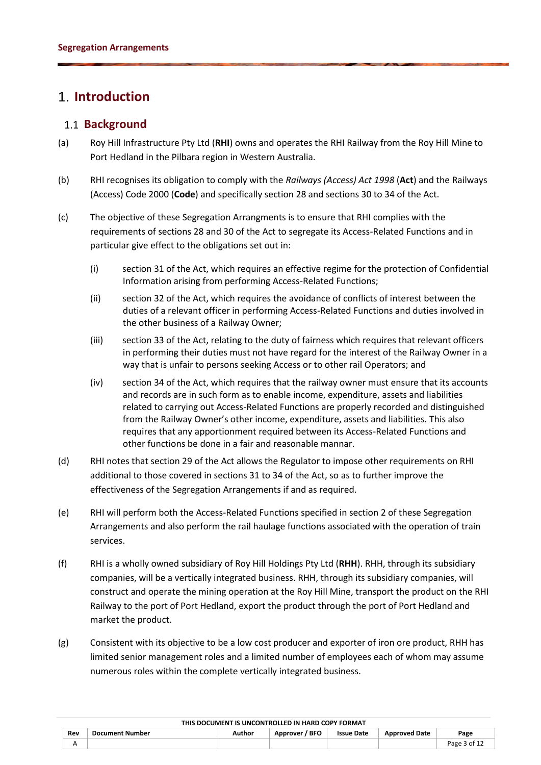# 1. Introduction

## 1.1 Background

(a) Roy Hill Infrastructure Pty Ltd (**RHI**) owns and operates the RHI Railway from the Roy Hill Mine to Port Hedland in the Pilbara region in Western Australia.

(b) RHI recognises its obligation to comply with the *Railways (Access) Act 1998* (**Act**) and the Railways (Access) Code 2000 (**Code**) and specifically section 28 and sections 30 to 34 of the Act.

(c) The objective of these Segregation Arrangments is to ensure that RHI complies with the requirements of sections 28 and 30 of the Act to segregate its Access-Related Functions and in particular give effect to the obligations set out in:

   (i) section 31 of the Act, which requires an effective regime for the protection of Confidential Information arising from performing Access-Related Functions;

   (ii) section 32 of the Act, which requires the avoidance of conflicts of interest between the duties of a relevant officer in performing Access-Related Functions and duties involved in the other business of a Railway Owner;

   (iii) section 33 of the Act, relating to the duty of fairness which requires that relevant officers in performing their duties must not have regard for the interest of the Railway Owner in a way that is unfair to persons seeking Access or to other rail Operators; and

   (iv) section 34 of the Act, which requires that the railway owner must ensure that its accounts and records are in such form as to enable income, expenditure, assets and liabilities related to carrying out Access-Related Functions are properly recorded and distinguished from the Railway Owner's other income, expenditure, assets and liabilities. This also requires that any apportionment required between its Access-Related Functions and other functions be done in a fair and reasonable mannar.

(d) RHI notes that section 29 of the Act allows the Regulator to impose other requirements on RHI additional to those covered in sections 31 to 34 of the Act, so as to further improve the effectiveness of the Segregation Arrangements if and as required.

(e) RHI will perform both the Access-Related Functions specified in section 2 of these Segregation Arrangements and also perform the rail haulage functions associated with the operation of train services.

(f) RHI is a wholly owned subsidiary of Roy Hill Holdings Pty Ltd (**RHH**). RHH, through its subsidiary companies, will be a vertically integrated business. RHH, through its subsidiary companies, will construct and operate the mining operation at the Roy Hill Mine, transport the product on the RHI Railway to the port of Port Hedland, export the product through the port of Port Hedland and market the product.

(g) Consistent with its objective to be a low cost producer and exporter of iron ore product, RHH has limited senior management roles and a limited number of employees each of whom may assume numerous roles within the complete vertically integrated business.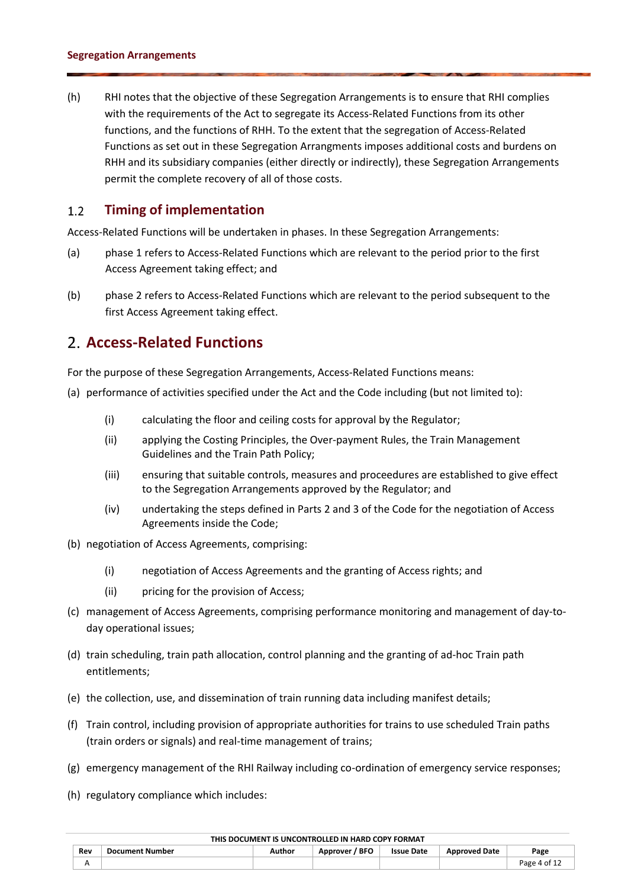(h) RHI notes that the objective of these Segregation Arrangements is to ensure that RHI complies with the requirements of the Act to segregate its Access-Related Functions from its other functions, and the functions of RHH. To the extent that the segregation of Access-Related Functions as set out in these Segregation Arrangments imposes additional costs and burdens on RHH and its subsidiary companies (either directly or indirectly), these Segregation Arrangements permit the complete recovery of all of those costs.

### 1.2 Timing of implementation

Access-Related Functions will be undertaken in phases. In these Segregation Arrangements:

(a) phase 1 refers to Access-Related Functions which are relevant to the period prior to the first Access Agreement taking effect; and

(b) phase 2 refers to Access-Related Functions which are relevant to the period subsequent to the first Access Agreement taking effect.

## 2. Access-Related Functions

For the purpose of these Segregation Arrangements, Access-Related Functions means:

(a) performance of activities specified under the Act and the Code including (but not limited to):

   (i) calculating the floor and ceiling costs for approval by the Regulator;

   (ii) applying the Costing Principles, the Over-payment Rules, the Train Management Guidelines and the Train Path Policy;

   (iii) ensuring that suitable controls, measures and proceedures are established to give effect to the Segregation Arrangements approved by the Regulator; and

   (iv) undertaking the steps defined in Parts 2 and 3 of the Code for the negotiation of Access Agreements inside the Code;

(b) negotiation of Access Agreements, comprising:

   (i) negotiation of Access Agreements and the granting of Access rights; and

   (ii) pricing for the provision of Access;

(c) management of Access Agreements, comprising performance monitoring and management of day-to-day operational issues;

(d) train scheduling, train path allocation, control planning and the granting of ad-hoc Train path entitlements;

(e) the collection, use, and dissemination of train running data including manifest details;

(f) Train control, including provision of appropriate authorities for trains to use scheduled Train paths (train orders or signals) and real-time management of trains;

(g) emergency management of the RHI Railway including co-ordination of emergency service responses;

(h) regulatory compliance which includes: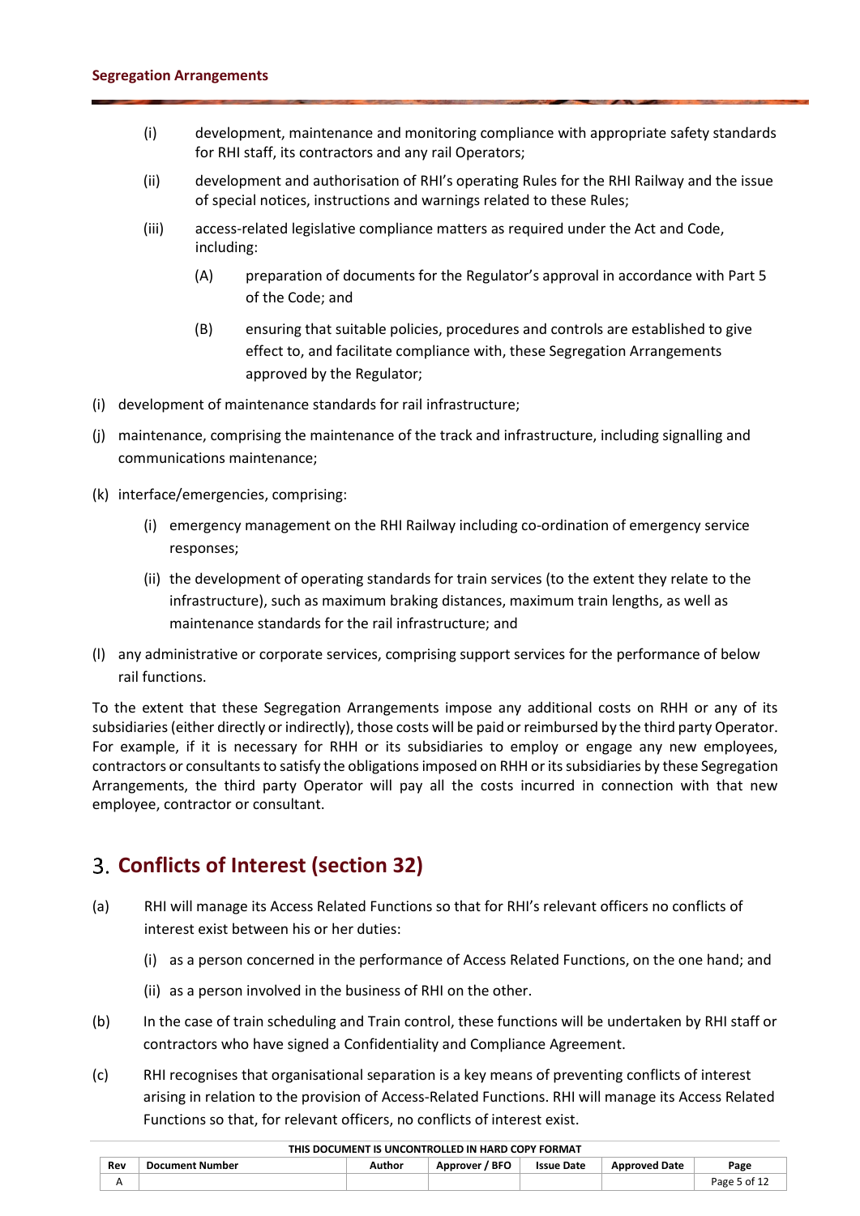- (i) development, maintenance and monitoring compliance with appropriate safety standards for RHI staff, its contractors and any rail Operators;
- (ii) development and authorisation of RHI's operating Rules for the RHI Railway and the issue of special notices, instructions and warnings related to these Rules;
- (iii) access-related legislative compliance matters as required under the Act and Code, including:
  - (A) preparation of documents for the Regulator's approval in accordance with Part 5 of the Code; and
  - (B) ensuring that suitable policies, procedures and controls are established to give effect to, and facilitate compliance with, these Segregation Arrangements approved by the Regulator;

(i) development of maintenance standards for rail infrastructure;

(j) maintenance, comprising the maintenance of the track and infrastructure, including signalling and communications maintenance;

(k) interface/emergencies, comprising:

- (i) emergency management on the RHI Railway including co-ordination of emergency service responses;
- (ii) the development of operating standards for train services (to the extent they relate to the infrastructure), such as maximum braking distances, maximum train lengths, as well as maintenance standards for the rail infrastructure; and

(l) any administrative or corporate services, comprising support services for the performance of below rail functions.

To the extent that these Segregation Arrangements impose any additional costs on RHH or any of its subsidiaries (either directly or indirectly), those costs will be paid or reimbursed by the third party Operator. For example, if it is necessary for RHH or its subsidiaries to employ or engage any new employees, contractors or consultants to satisfy the obligations imposed on RHH or its subsidiaries by these Segregation Arrangements, the third party Operator will pay all the costs incurred in connection with that new employee, contractor or consultant.

# 3. Conflicts of Interest (section 32)

(a) RHI will manage its Access Related Functions so that for RHI's relevant officers no conflicts of interest exist between his or her duties:

- (i) as a person concerned in the performance of Access Related Functions, on the one hand; and
- (ii) as a person involved in the business of RHI on the other.

(b) In the case of train scheduling and Train control, these functions will be undertaken by RHI staff or contractors who have signed a Confidentiality and Compliance Agreement.

(c) RHI recognises that organisational separation is a key means of preventing conflicts of interest arising in relation to the provision of Access-Related Functions. RHI will manage its Access Related Functions so that, for relevant officers, no conflicts of interest exist.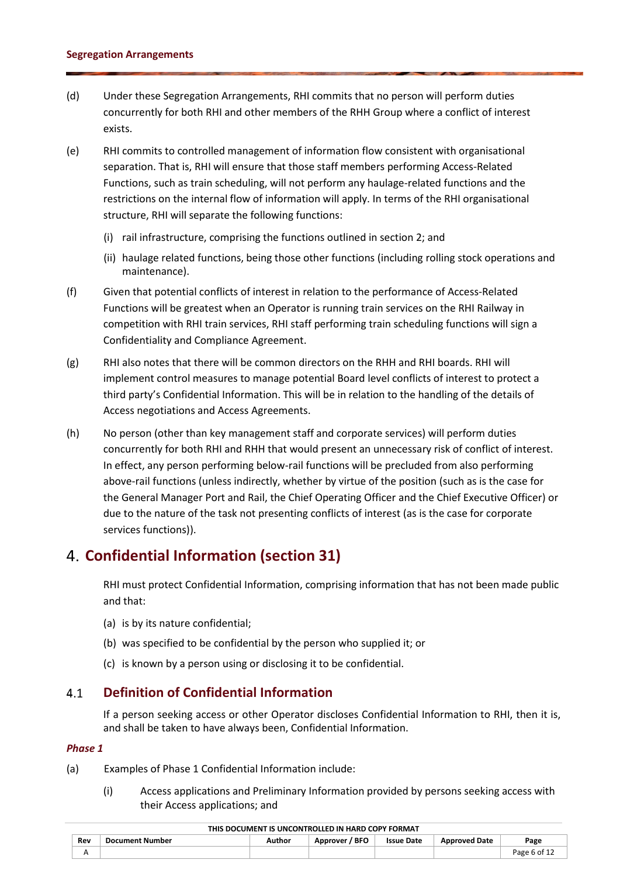(d) Under these Segregation Arrangements, RHI commits that no person will perform duties concurrently for both RHI and other members of the RHH Group where a conflict of interest exists.

(e) RHI commits to controlled management of information flow consistent with organisational separation. That is, RHI will ensure that those staff members performing Access-Related Functions, such as train scheduling, will not perform any haulage-related functions and the restrictions on the internal flow of information will apply. In terms of the RHI organisational structure, RHI will separate the following functions:

   (i) rail infrastructure, comprising the functions outlined in section 2; and

   (ii) haulage related functions, being those other functions (including rolling stock operations and maintenance).

(f) Given that potential conflicts of interest in relation to the performance of Access-Related Functions will be greatest when an Operator is running train services on the RHI Railway in competition with RHI train services, RHI staff performing train scheduling functions will sign a Confidentiality and Compliance Agreement.

(g) RHI also notes that there will be common directors on the RHH and RHI boards. RHI will implement control measures to manage potential Board level conflicts of interest to protect a third party's Confidential Information. This will be in relation to the handling of the details of Access negotiations and Access Agreements.

(h) No person (other than key management staff and corporate services) will perform duties concurrently for both RHI and RHH that would present an unnecessary risk of conflict of interest. In effect, any person performing below-rail functions will be precluded from also performing above-rail functions (unless indirectly, whether by virtue of the position (such as is the case for the General Manager Port and Rail, the Chief Operating Officer and the Chief Executive Officer) or due to the nature of the task not presenting conflicts of interest (as is the case for corporate services functions)).

# 4. Confidential Information (section 31)

RHI must protect Confidential Information, comprising information that has not been made public and that:

(a) is by its nature confidential;

(b) was specified to be confidential by the person who supplied it; or

(c) is known by a person using or disclosing it to be confidential.

## 4.1 Definition of Confidential Information

If a person seeking access or other Operator discloses Confidential Information to RHI, then it is, and shall be taken to have always been, Confidential Information.

***Phase 1***

(a) Examples of Phase 1 Confidential Information include:

   (i) Access applications and Preliminary Information provided by persons seeking access with their Access applications; and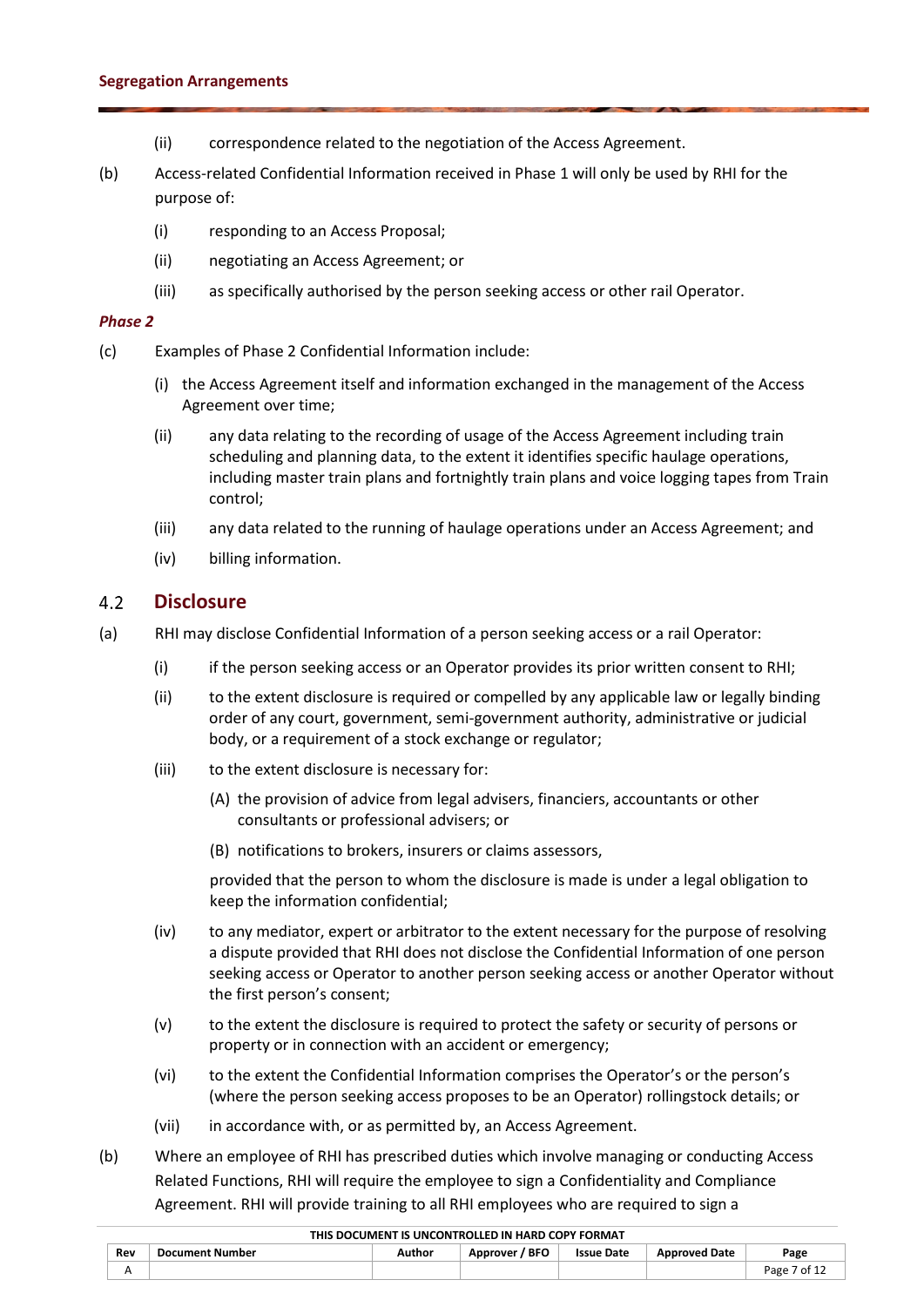(ii) correspondence related to the negotiation of the Access Agreement.

(b) Access-related Confidential Information received in Phase 1 will only be used by RHI for the purpose of:

(i) responding to an Access Proposal;

(ii) negotiating an Access Agreement; or

(iii) as specifically authorised by the person seeking access or other rail Operator.

***Phase 2***

(c) Examples of Phase 2 Confidential Information include:

(i) the Access Agreement itself and information exchanged in the management of the Access Agreement over time;

(ii) any data relating to the recording of usage of the Access Agreement including train scheduling and planning data, to the extent it identifies specific haulage operations, including master train plans and fortnightly train plans and voice logging tapes from Train control;

(iii) any data related to the running of haulage operations under an Access Agreement; and

(iv) billing information.

## 4.2 Disclosure

(a) RHI may disclose Confidential Information of a person seeking access or a rail Operator:

(i) if the person seeking access or an Operator provides its prior written consent to RHI;

(ii) to the extent disclosure is required or compelled by any applicable law or legally binding order of any court, government, semi-government authority, administrative or judicial body, or a requirement of a stock exchange or regulator;

(iii) to the extent disclosure is necessary for:

(A) the provision of advice from legal advisers, financiers, accountants or other consultants or professional advisers; or

(B) notifications to brokers, insurers or claims assessors,

provided that the person to whom the disclosure is made is under a legal obligation to keep the information confidential;

(iv) to any mediator, expert or arbitrator to the extent necessary for the purpose of resolving a dispute provided that RHI does not disclose the Confidential Information of one person seeking access or Operator to another person seeking access or another Operator without the first person's consent;

(v) to the extent the disclosure is required to protect the safety or security of persons or property or in connection with an accident or emergency;

(vi) to the extent the Confidential Information comprises the Operator's or the person's (where the person seeking access proposes to be an Operator) rollingstock details; or

(vii) in accordance with, or as permitted by, an Access Agreement.

(b) Where an employee of RHI has prescribed duties which involve managing or conducting Access Related Functions, RHI will require the employee to sign a Confidentiality and Compliance Agreement. RHI will provide training to all RHI employees who are required to sign a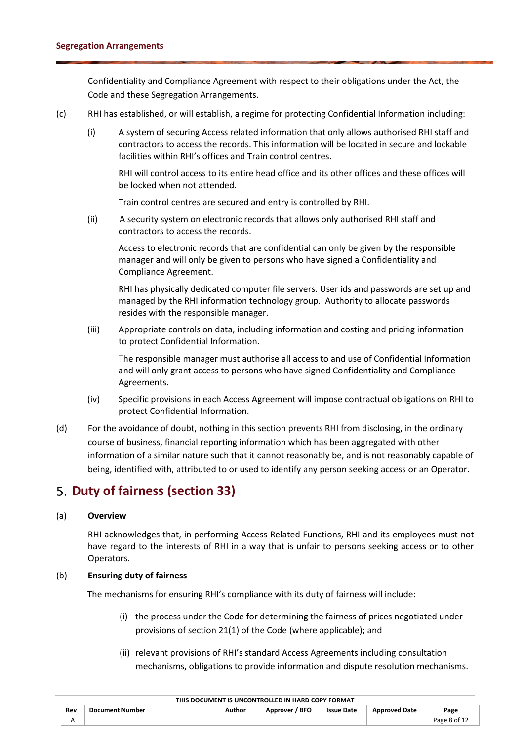Confidentiality and Compliance Agreement with respect to their obligations under the Act, the Code and these Segregation Arrangements.

(c) RHI has established, or will establish, a regime for protecting Confidential Information including:

(i) A system of securing Access related information that only allows authorised RHI staff and contractors to access the records. This information will be located in secure and lockable facilities within RHI's offices and Train control centres.

RHI will control access to its entire head office and its other offices and these offices will be locked when not attended.

Train control centres are secured and entry is controlled by RHI.

(ii) A security system on electronic records that allows only authorised RHI staff and contractors to access the records.

Access to electronic records that are confidential can only be given by the responsible manager and will only be given to persons who have signed a Confidentiality and Compliance Agreement.

RHI has physically dedicated computer file servers. User ids and passwords are set up and managed by the RHI information technology group. Authority to allocate passwords resides with the responsible manager.

(iii) Appropriate controls on data, including information and costing and pricing information to protect Confidential Information.

The responsible manager must authorise all access to and use of Confidential Information and will only grant access to persons who have signed Confidentiality and Compliance Agreements.

(iv) Specific provisions in each Access Agreement will impose contractual obligations on RHI to protect Confidential Information.

(d) For the avoidance of doubt, nothing in this section prevents RHI from disclosing, in the ordinary course of business, financial reporting information which has been aggregated with other information of a similar nature such that it cannot reasonably be, and is not reasonably capable of being, identified with, attributed to or used to identify any person seeking access or an Operator.

# 5. Duty of fairness (section 33)

(a) **Overview**

RHI acknowledges that, in performing Access Related Functions, RHI and its employees must not have regard to the interests of RHI in a way that is unfair to persons seeking access or to other Operators.

(b) **Ensuring duty of fairness**

The mechanisms for ensuring RHI's compliance with its duty of fairness will include:

(i) the process under the Code for determining the fairness of prices negotiated under provisions of section 21(1) of the Code (where applicable); and

(ii) relevant provisions of RHI's standard Access Agreements including consultation mechanisms, obligations to provide information and dispute resolution mechanisms.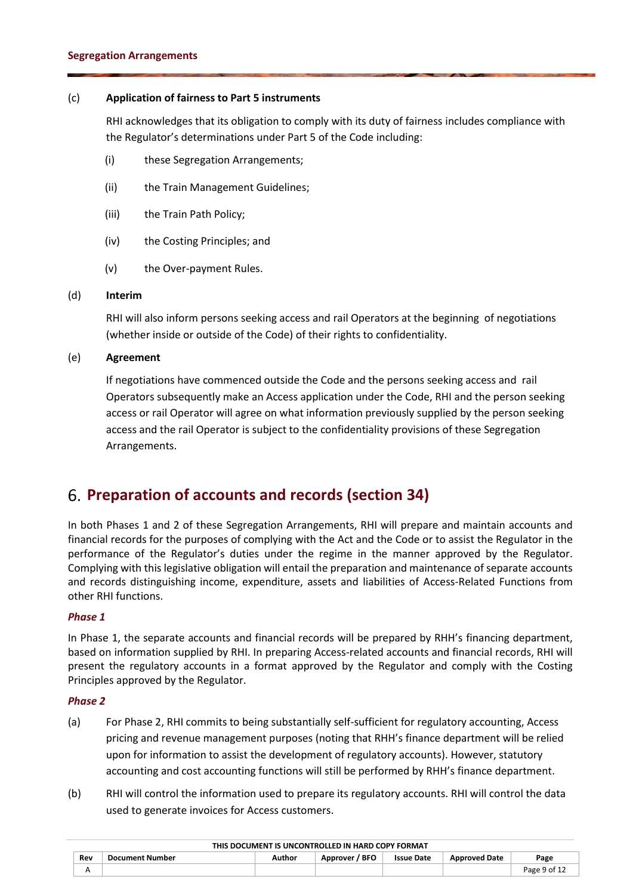(c) **Application of fairness to Part 5 instruments**

RHI acknowledges that its obligation to comply with its duty of fairness includes compliance with the Regulator's determinations under Part 5 of the Code including:

(i) these Segregation Arrangements;

(ii) the Train Management Guidelines;

(iii) the Train Path Policy;

(iv) the Costing Principles; and

(v) the Over-payment Rules.

(d) **Interim**

RHI will also inform persons seeking access and rail Operators at the beginning of negotiations (whether inside or outside of the Code) of their rights to confidentiality.

(e) **Agreement**

If negotiations have commenced outside the Code and the persons seeking access and rail Operators subsequently make an Access application under the Code, RHI and the person seeking access or rail Operator will agree on what information previously supplied by the person seeking access and the rail Operator is subject to the confidentiality provisions of these Segregation Arrangements.

# 6. Preparation of accounts and records (section 34)

In both Phases 1 and 2 of these Segregation Arrangements, RHI will prepare and maintain accounts and financial records for the purposes of complying with the Act and the Code or to assist the Regulator in the performance of the Regulator's duties under the regime in the manner approved by the Regulator. Complying with this legislative obligation will entail the preparation and maintenance of separate accounts and records distinguishing income, expenditure, assets and liabilities of Access-Related Functions from other RHI functions.

***Phase 1***

In Phase 1, the separate accounts and financial records will be prepared by RHH's financing department, based on information supplied by RHI. In preparing Access-related accounts and financial records, RHI will present the regulatory accounts in a format approved by the Regulator and comply with the Costing Principles approved by the Regulator.

***Phase 2***

(a) For Phase 2, RHI commits to being substantially self-sufficient for regulatory accounting, Access pricing and revenue management purposes (noting that RHH's finance department will be relied upon for information to assist the development of regulatory accounts). However, statutory accounting and cost accounting functions will still be performed by RHH's finance department.

(b) RHI will control the information used to prepare its regulatory accounts. RHI will control the data used to generate invoices for Access customers.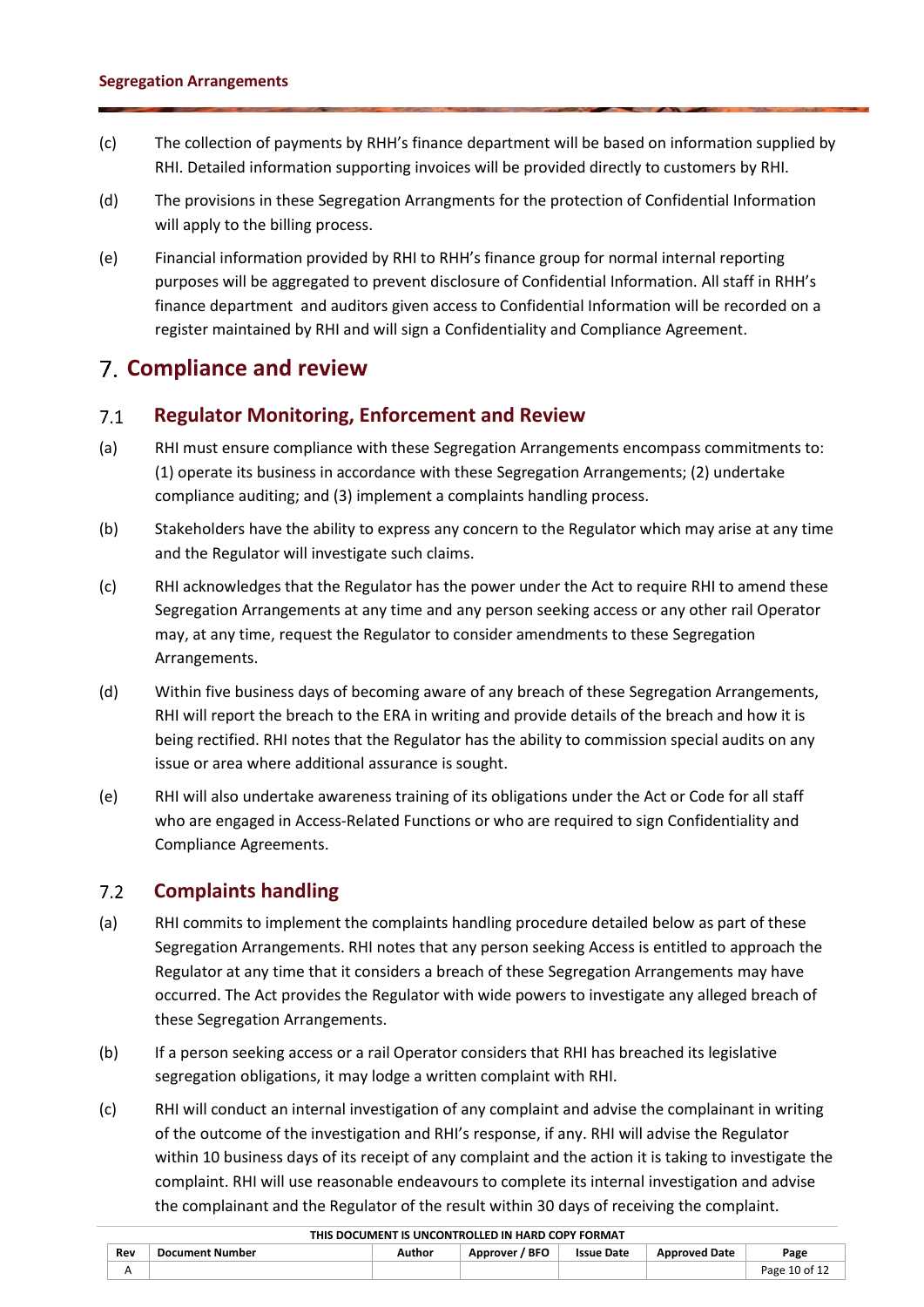(c) The collection of payments by RHH's finance department will be based on information supplied by RHI. Detailed information supporting invoices will be provided directly to customers by RHI.

(d) The provisions in these Segregation Arrangments for the protection of Confidential Information will apply to the billing process.

(e) Financial information provided by RHI to RHH's finance group for normal internal reporting purposes will be aggregated to prevent disclosure of Confidential Information. All staff in RHH's finance department and auditors given access to Confidential Information will be recorded on a register maintained by RHI and will sign a Confidentiality and Compliance Agreement.

# 7. Compliance and review

## 7.1 Regulator Monitoring, Enforcement and Review

(a) RHI must ensure compliance with these Segregation Arrangements encompass commitments to: (1) operate its business in accordance with these Segregation Arrangements; (2) undertake compliance auditing; and (3) implement a complaints handling process.

(b) Stakeholders have the ability to express any concern to the Regulator which may arise at any time and the Regulator will investigate such claims.

(c) RHI acknowledges that the Regulator has the power under the Act to require RHI to amend these Segregation Arrangements at any time and any person seeking access or any other rail Operator may, at any time, request the Regulator to consider amendments to these Segregation Arrangements.

(d) Within five business days of becoming aware of any breach of these Segregation Arrangements, RHI will report the breach to the ERA in writing and provide details of the breach and how it is being rectified. RHI notes that the Regulator has the ability to commission special audits on any issue or area where additional assurance is sought.

(e) RHI will also undertake awareness training of its obligations under the Act or Code for all staff who are engaged in Access-Related Functions or who are required to sign Confidentiality and Compliance Agreements.

## 7.2 Complaints handling

(a) RHI commits to implement the complaints handling procedure detailed below as part of these Segregation Arrangements. RHI notes that any person seeking Access is entitled to approach the Regulator at any time that it considers a breach of these Segregation Arrangements may have occurred. The Act provides the Regulator with wide powers to investigate any alleged breach of these Segregation Arrangements.

(b) If a person seeking access or a rail Operator considers that RHI has breached its legislative segregation obligations, it may lodge a written complaint with RHI.

(c) RHI will conduct an internal investigation of any complaint and advise the complainant in writing of the outcome of the investigation and RHI's response, if any. RHI will advise the Regulator within 10 business days of its receipt of any complaint and the action it is taking to investigate the complaint. RHI will use reasonable endeavours to complete its internal investigation and advise the complainant and the Regulator of the result within 30 days of receiving the complaint.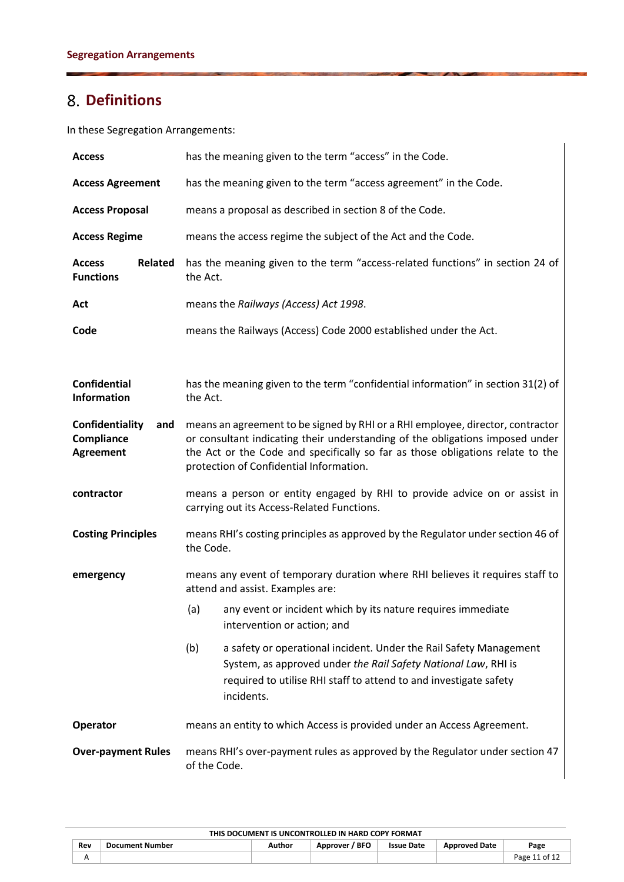# 8. Definitions

In these Segregation Arrangements:

| | |
|---|---|
| **Access** | has the meaning given to the term "access" in the Code. |
| **Access Agreement** | has the meaning given to the term "access agreement" in the Code. |
| **Access Proposal** | means a proposal as described in section 8 of the Code. |
| **Access Regime** | means the access regime the subject of the Act and the Code. |
| **Access Related Functions** | has the meaning given to the term "access-related functions" in section 24 of the Act. |
| **Act** | means the *Railways (Access) Act 1998*. |
| **Code** | means the Railways (Access) Code 2000 established under the Act. |
| **Confidential Information** | has the meaning given to the term "confidential information" in section 31(2) of the Act. |
| **Confidentiality and Compliance Agreement** | means an agreement to be signed by RHI or a RHI employee, director, contractor or consultant indicating their understanding of the obligations imposed under the Act or the Code and specifically so far as those obligations relate to the protection of Confidential Information. |
| **contractor** | means a person or entity engaged by RHI to provide advice on or assist in carrying out its Access-Related Functions. |
| **Costing Principles** | means RHI's costing principles as approved by the Regulator under section 46 of the Code. |
| **emergency** | means any event of temporary duration where RHI believes it requires staff to attend and assist. Examples are:<br>(a) any event or incident which by its nature requires immediate intervention or action; and<br>(b) a safety or operational incident. Under the Rail Safety Management System, as approved under *the Rail Safety National Law*, RHI is required to utilise RHI staff to attend to and investigate safety incidents. |
| **Operator** | means an entity to which Access is provided under an Access Agreement. |
| **Over-payment Rules** | means RHI's over-payment rules as approved by the Regulator under section 47 of the Code. |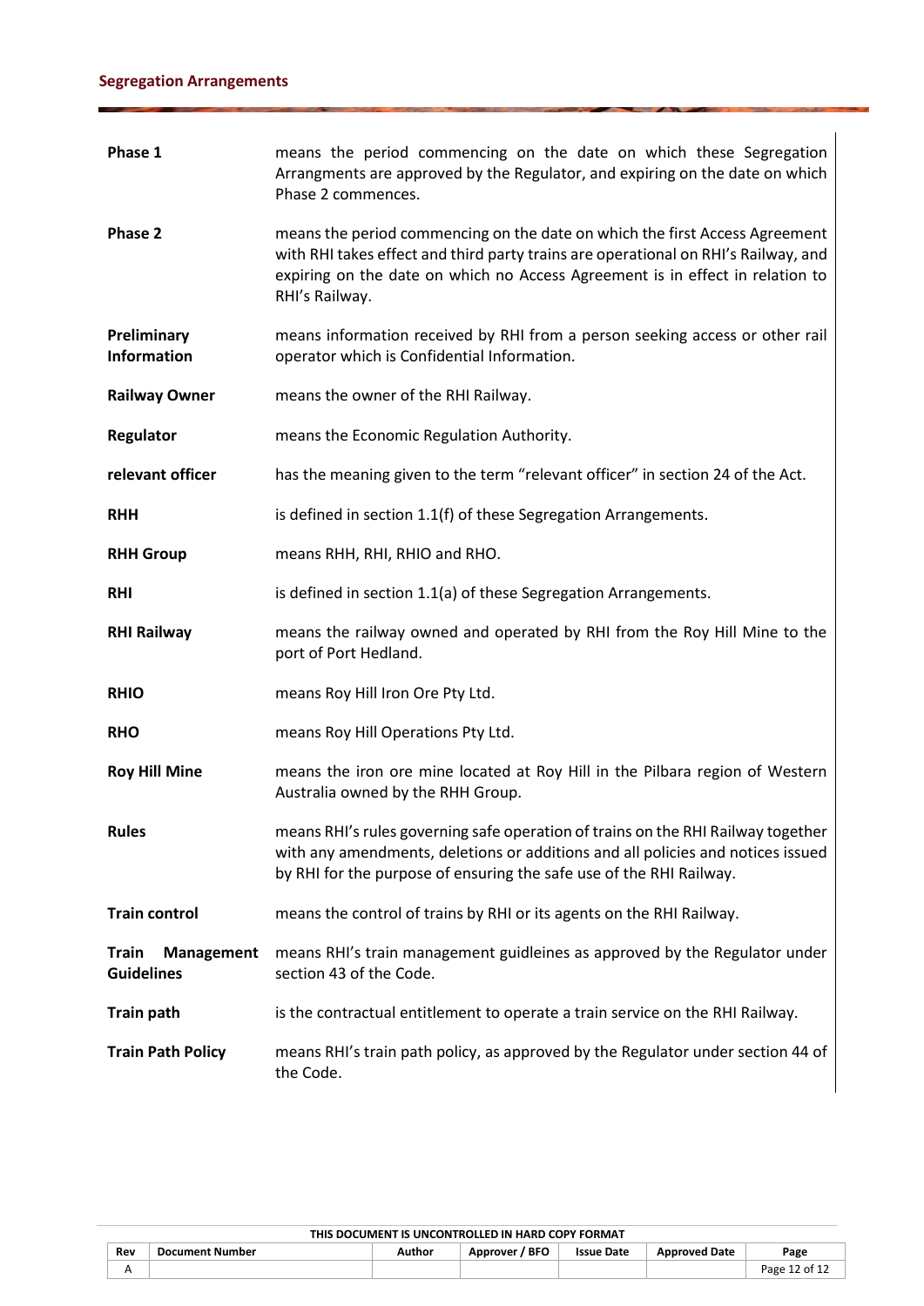| | |
|---|---|
| **Phase 1** | means the period commencing on the date on which these Segregation Arrangments are approved by the Regulator, and expiring on the date on which Phase 2 commences. |
| **Phase 2** | means the period commencing on the date on which the first Access Agreement with RHI takes effect and third party trains are operational on RHI's Railway, and expiring on the date on which no Access Agreement is in effect in relation to RHI's Railway. |
| **Preliminary Information** | means information received by RHI from a person seeking access or other rail operator which is Confidential Information. |
| **Railway Owner** | means the owner of the RHI Railway. |
| **Regulator** | means the Economic Regulation Authority. |
| **relevant officer** | has the meaning given to the term "relevant officer" in section 24 of the Act. |
| **RHH** | is defined in section 1.1(f) of these Segregation Arrangements. |
| **RHH Group** | means RHH, RHI, RHIO and RHO. |
| **RHI** | is defined in section 1.1(a) of these Segregation Arrangements. |
| **RHI Railway** | means the railway owned and operated by RHI from the Roy Hill Mine to the port of Port Hedland. |
| **RHIO** | means Roy Hill Iron Ore Pty Ltd. |
| **RHO** | means Roy Hill Operations Pty Ltd. |
| **Roy Hill Mine** | means the iron ore mine located at Roy Hill in the Pilbara region of Western Australia owned by the RHH Group. |
| **Rules** | means RHI's rules governing safe operation of trains on the RHI Railway together with any amendments, deletions or additions and all policies and notices issued by RHI for the purpose of ensuring the safe use of the RHI Railway. |
| **Train control** | means the control of trains by RHI or its agents on the RHI Railway. |
| **Train Management Guidelines** | means RHI's train management guidleines as approved by the Regulator under section 43 of the Code. |
| **Train path** | is the contractual entitlement to operate a train service on the RHI Railway. |
| **Train Path Policy** | means RHI's train path policy, as approved by the Regulator under section 44 of the Code. |